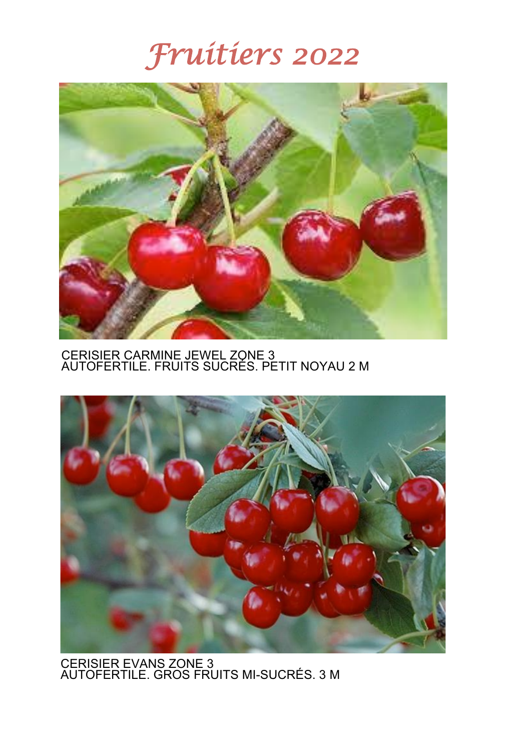# *Fruitiers 2022*

CERISIER CARMINE JEWEL ZONE 3
AUTOFERTILE. FRUITS SUCRÉS. PETIT NOYAU 2 M

CERISIER EVANS ZONE 3
AUTOFERTILE. GROS FRUITS MI-SUCRÉS. 3 M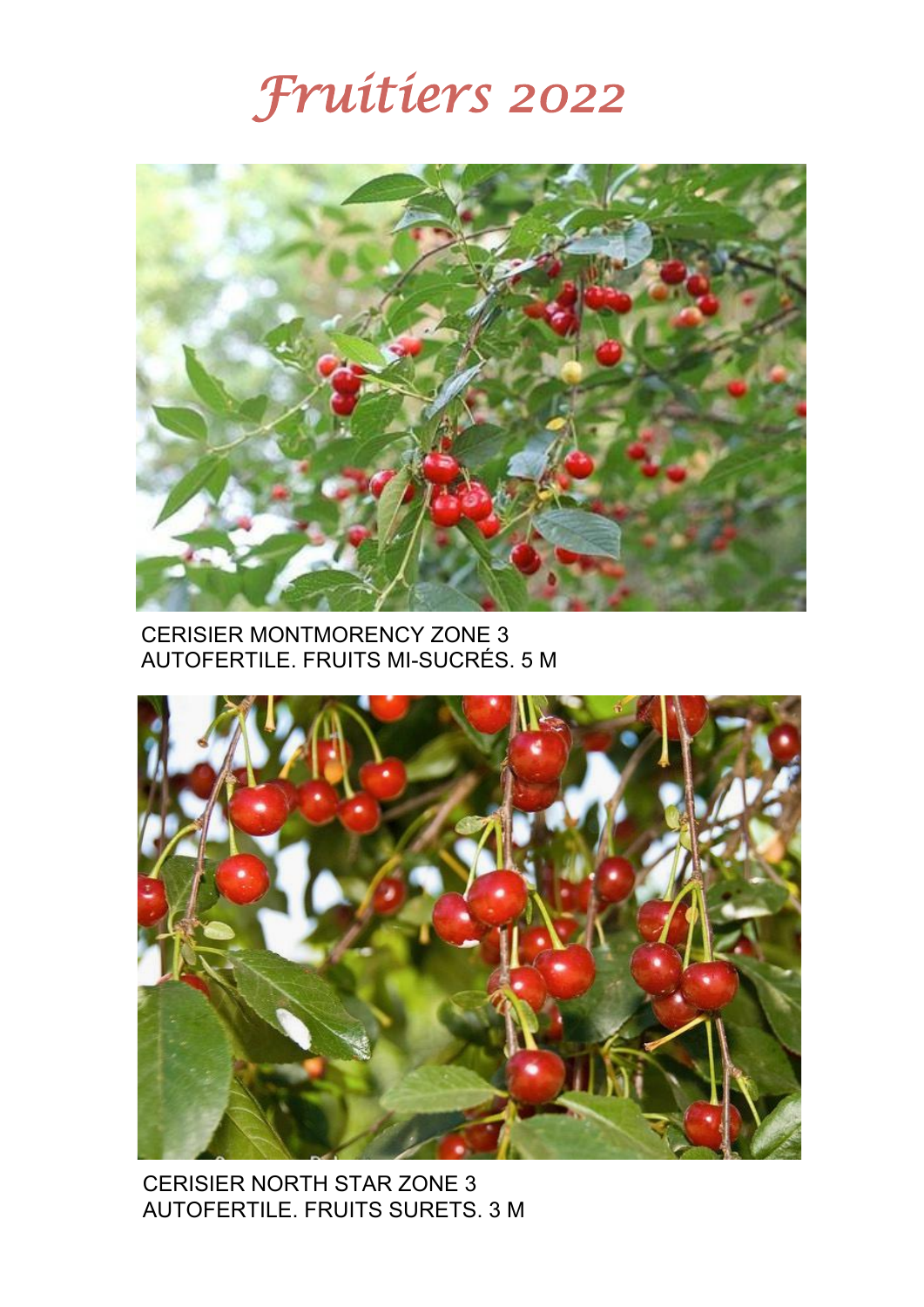# *Fruitiers 2022*

CERISIER MONTMORENCY ZONE 3
AUTOFERTILE. FRUITS MI-SUCRÉS. 5 M

CERISIER NORTH STAR ZONE 3
AUTOFERTILE. FRUITS SURETS. 3 M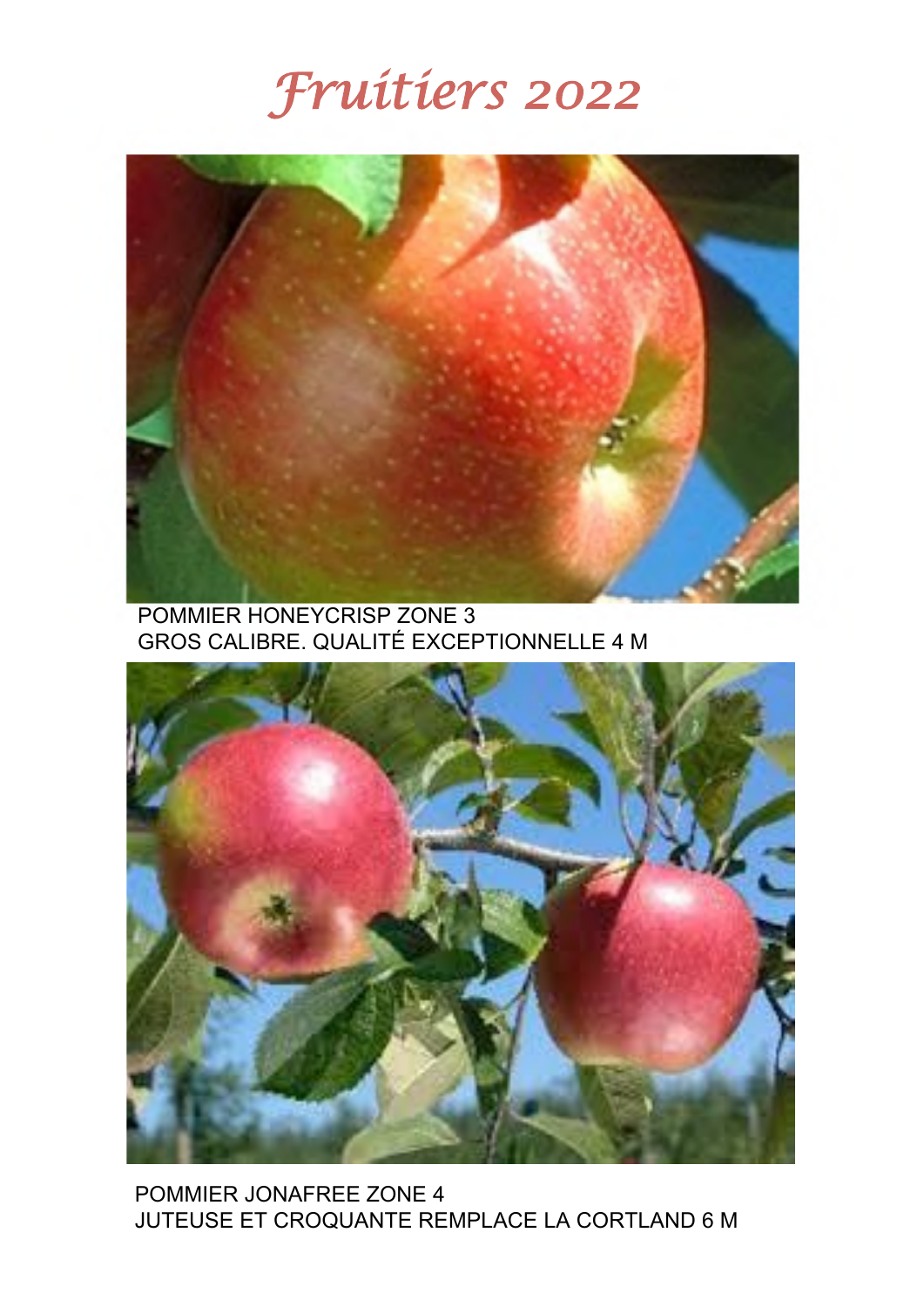# Fruitiers 2022

POMMIER HONEYCRISP ZONE 3
GROS CALIBRE. QUALITÉ EXCEPTIONNELLE 4 M

POMMIER JONAFREE ZONE 4
JUTEUSE ET CROQUANTE REMPLACE LA CORTLAND 6 M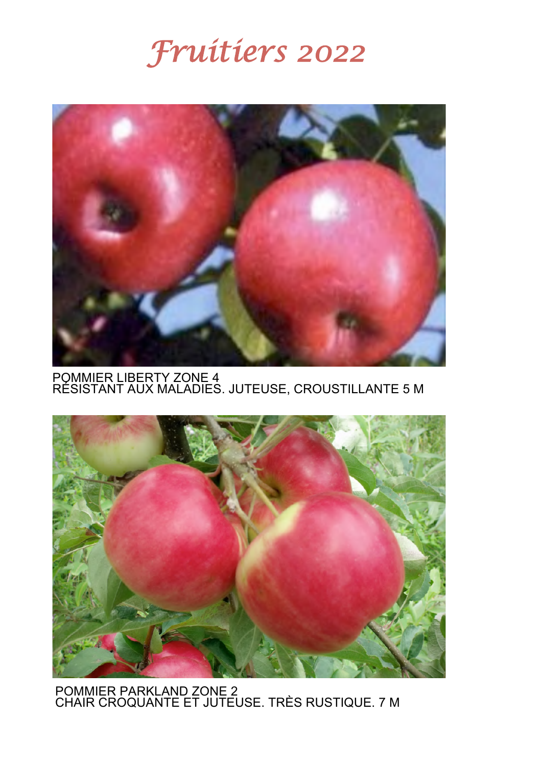# Fruitiers 2022

POMMIER LIBERTY ZONE 4
RÉSISTANT AUX MALADIES. JUTEUSE, CROUSTILLANTE 5 M

POMMIER PARKLAND ZONE 2
CHAIR CROQUANTE ET JUTEUSE. TRÈS RUSTIQUE. 7 M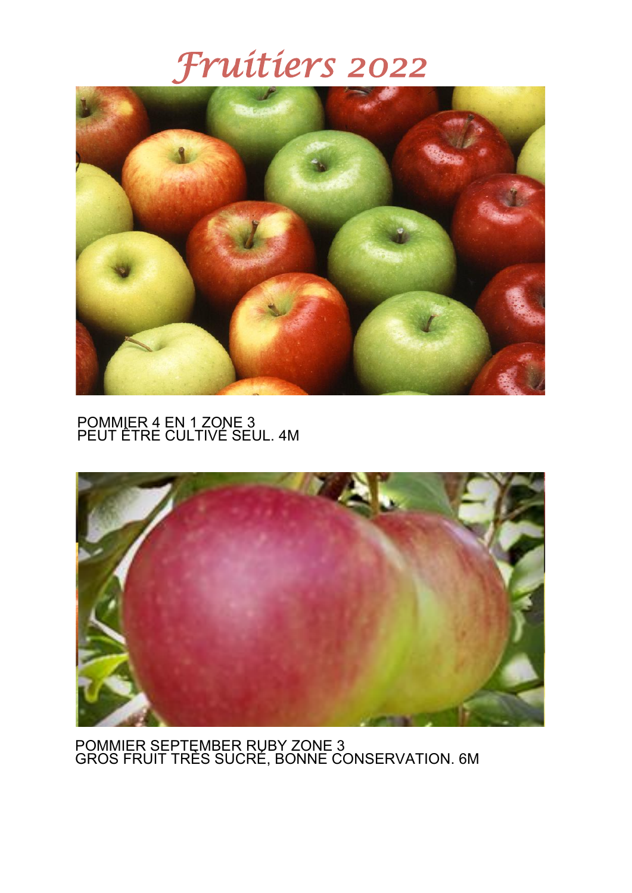# *Fruitiers 2022*

POMMIER 4 EN 1 ZONE 3
PEUT ÊTRE CULTIVÉ SEUL. 4M

POMMIER SEPTEMBER RUBY ZONE 3
GROS FRUIT TRÈS SUCRÉ, BONNE CONSERVATION. 6M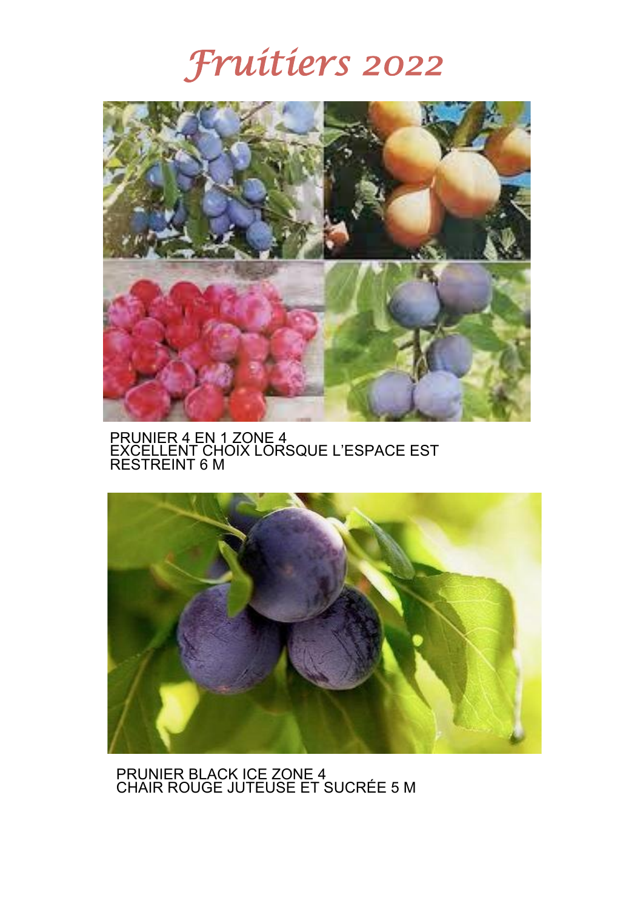# Fruitiers 2022

PRUNIER 4 EN 1 ZONE 4
EXCELLENT CHOIX LORSQUE L'ESPACE EST RESTREINT 6 M

PRUNIER BLACK ICE ZONE 4
CHAIR ROUGE JUTEUSE ET SUCRÉE 5 M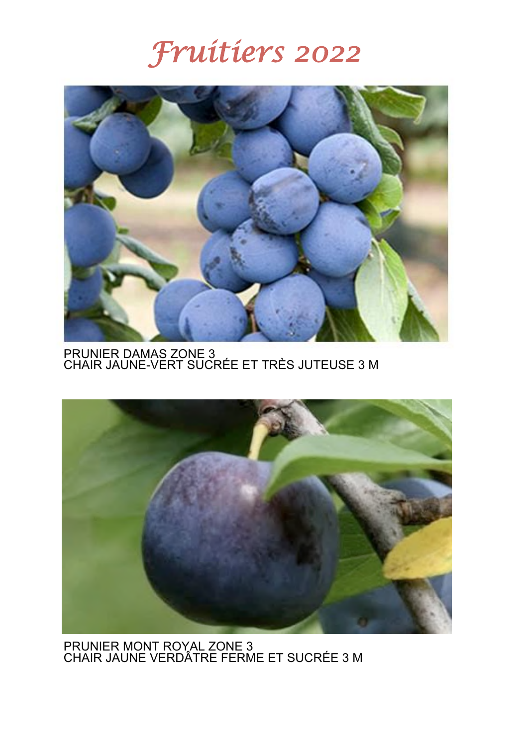# *Fruitiers 2022*

PRUNIER DAMAS ZONE 3
CHAIR JAUNE-VERT SUCRÉE ET TRÈS JUTEUSE 3 M

PRUNIER MONT ROYAL ZONE 3
CHAIR JAUNE VERDÂTRE FERME ET SUCRÉE 3 M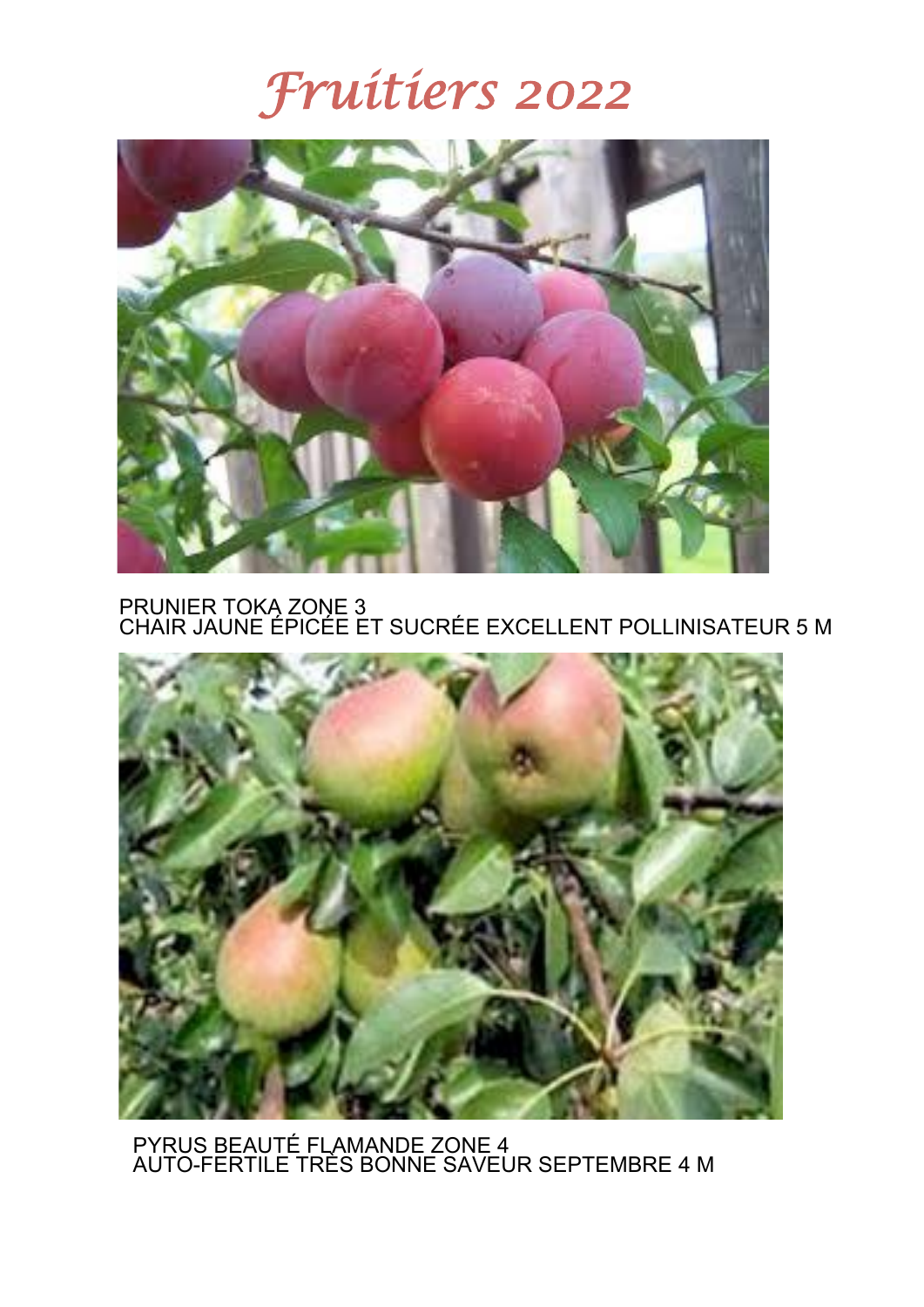# *Fruitiers 2022*

PRUNIER TOKA ZONE 3
CHAIR JAUNE ÉPICÉE ET SUCRÉE EXCELLENT POLLINISATEUR 5 M

PYRUS BEAUTÉ FLAMANDE ZONE 4
AUTO-FERTILE TRÈS BONNE SAVEUR SEPTEMBRE 4 M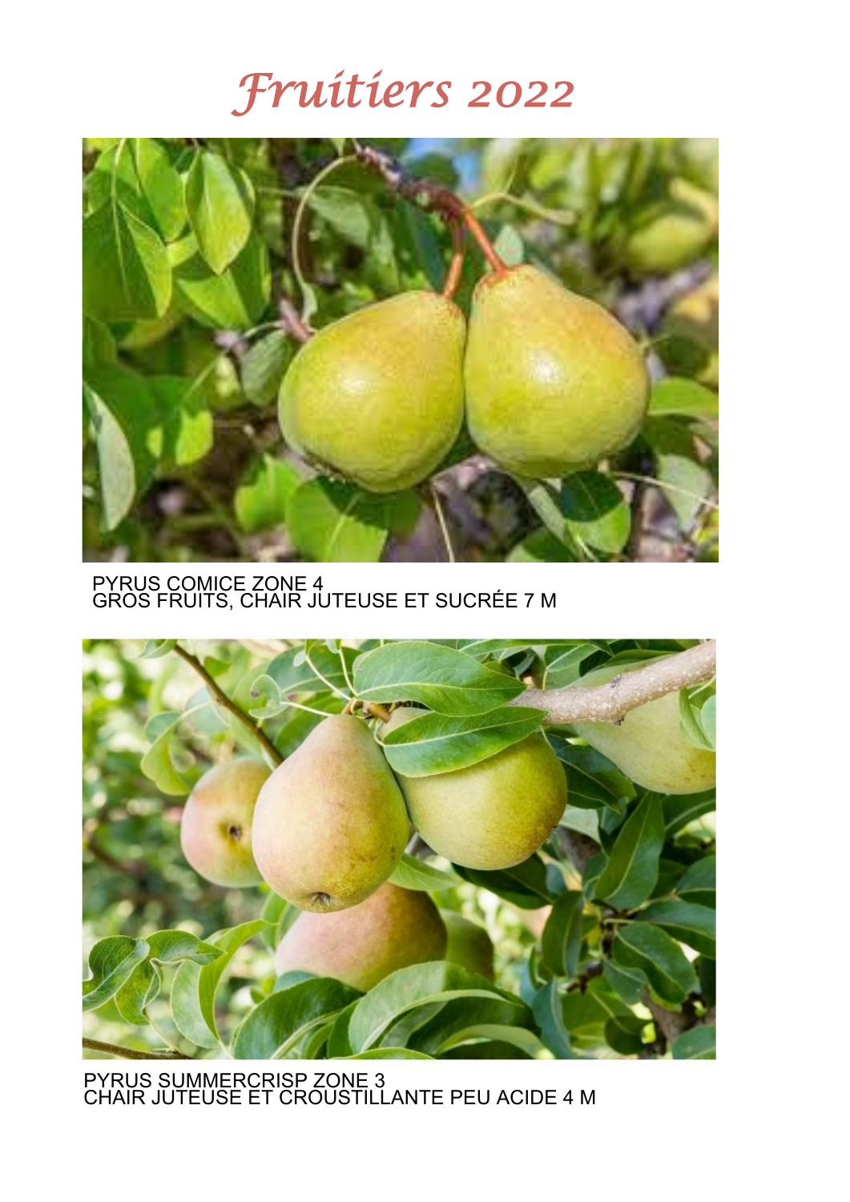# Fruitiers 2022

PYRUS COMICE ZONE 4
GROS FRUITS, CHAIR JUTEUSE ET SUCRÉE 7 M

PYRUS SUMMERCRISP ZONE 3
CHAIR JUTEUSE ET CROUSTILLANTE PEU ACIDE 4 M